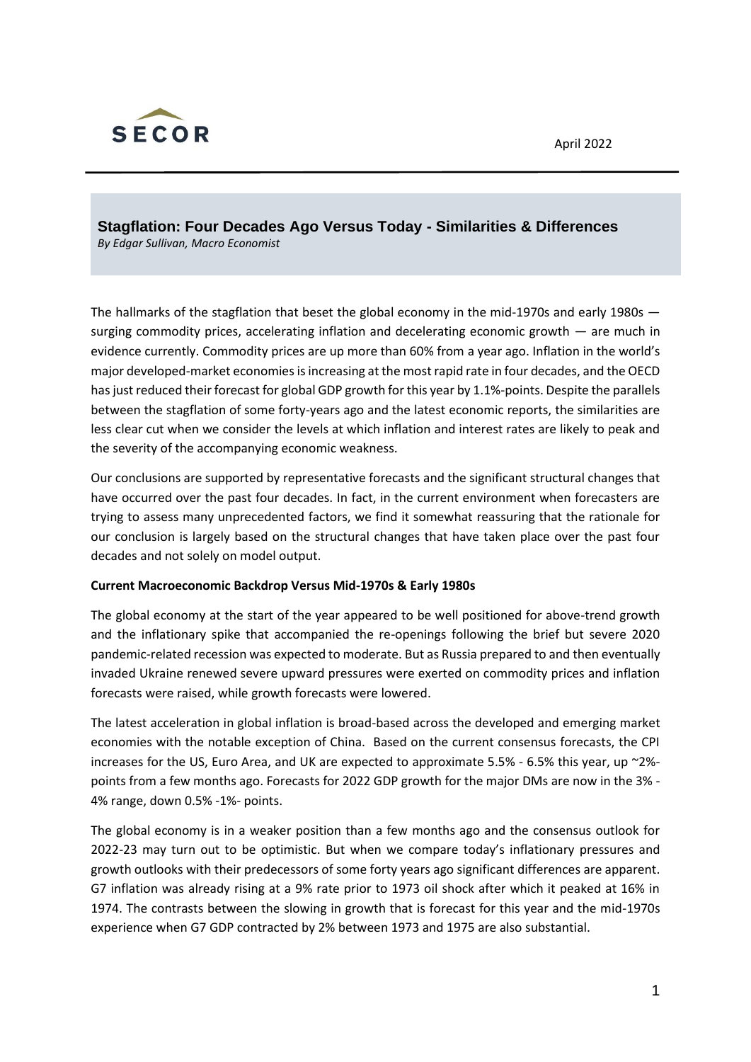SECOR

April 2022

## Stagflation: Four Decades Ago Versus Today - Similarities & Differences

*By Edgar Sullivan, Macro Economist*

The hallmarks of the stagflation that beset the global economy in the mid-1970s and early 1980s — surging commodity prices, accelerating inflation and decelerating economic growth — are much in evidence currently. Commodity prices are up more than 60% from a year ago. Inflation in the world's major developed-market economies is increasing at the most rapid rate in four decades, and the OECD has just reduced their forecast for global GDP growth for this year by 1.1%-points. Despite the parallels between the stagflation of some forty-years ago and the latest economic reports, the similarities are less clear cut when we consider the levels at which inflation and interest rates are likely to peak and the severity of the accompanying economic weakness.

Our conclusions are supported by representative forecasts and the significant structural changes that have occurred over the past four decades. In fact, in the current environment when forecasters are trying to assess many unprecedented factors, we find it somewhat reassuring that the rationale for our conclusion is largely based on the structural changes that have taken place over the past four decades and not solely on model output.

**Current Macroeconomic Backdrop Versus Mid-1970s & Early 1980s**

The global economy at the start of the year appeared to be well positioned for above-trend growth and the inflationary spike that accompanied the re-openings following the brief but severe 2020 pandemic-related recession was expected to moderate. But as Russia prepared to and then eventually invaded Ukraine renewed severe upward pressures were exerted on commodity prices and inflation forecasts were raised, while growth forecasts were lowered.

The latest acceleration in global inflation is broad-based across the developed and emerging market economies with the notable exception of China. Based on the current consensus forecasts, the CPI increases for the US, Euro Area, and UK are expected to approximate 5.5% - 6.5% this year, up ~2%-points from a few months ago. Forecasts for 2022 GDP growth for the major DMs are now in the 3% - 4% range, down 0.5% -1%- points.

The global economy is in a weaker position than a few months ago and the consensus outlook for 2022-23 may turn out to be optimistic. But when we compare today's inflationary pressures and growth outlooks with their predecessors of some forty years ago significant differences are apparent. G7 inflation was already rising at a 9% rate prior to 1973 oil shock after which it peaked at 16% in 1974. The contrasts between the slowing in growth that is forecast for this year and the mid-1970s experience when G7 GDP contracted by 2% between 1973 and 1975 are also substantial.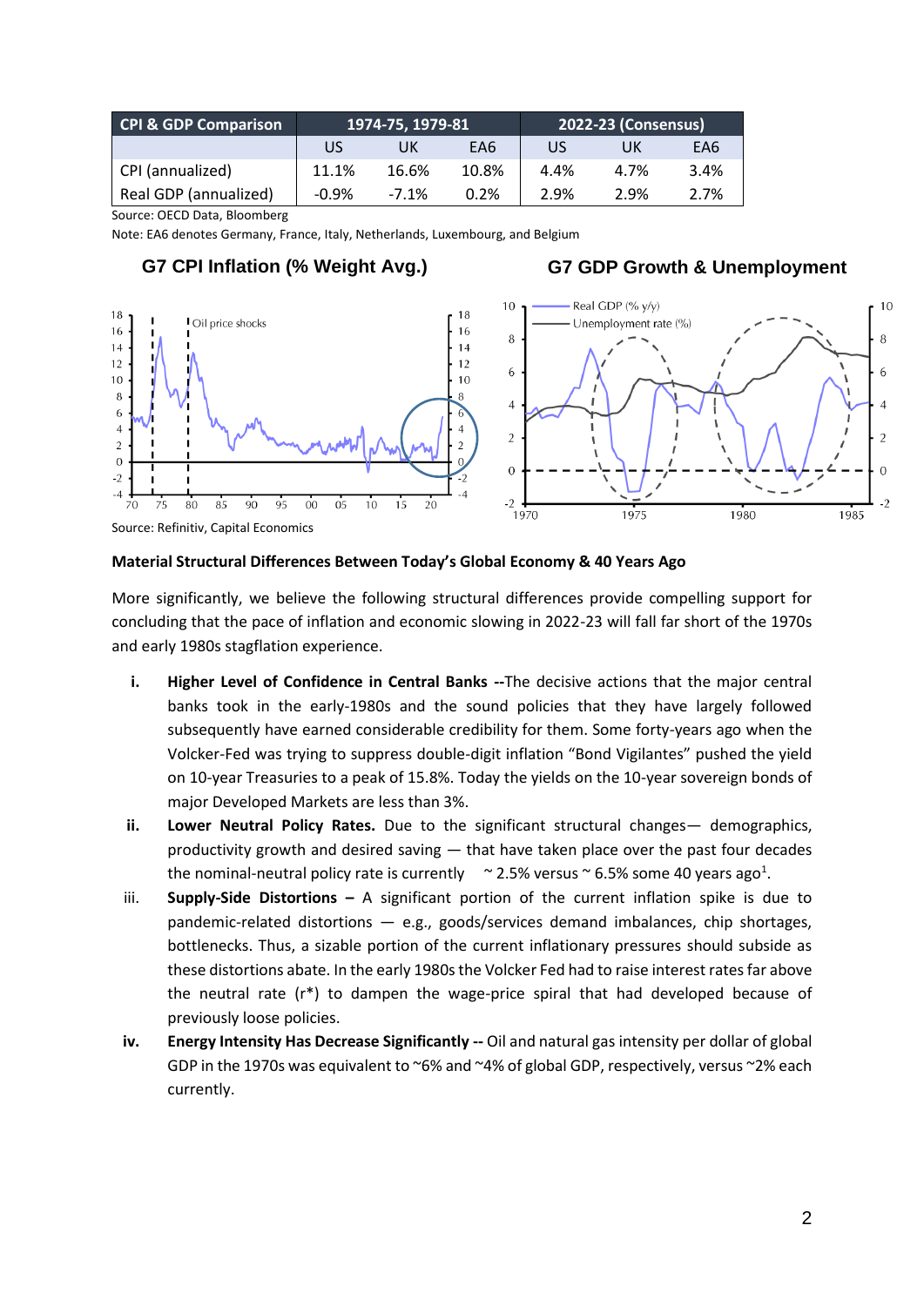| CPI & GDP Comparison | 1974-75, 1979-81 | | | 2022-23 (Consensus) | | |
|---|---|---|---|---|---|---|
| | US | UK | EA6 | US | UK | EA6 |
| CPI (annualized) | 11.1% | 16.6% | 10.8% | 4.4% | 4.7% | 3.4% |
| Real GDP (annualized) | -0.9% | -7.1% | 0.2% | 2.9% | 2.9% | 2.7% |

Source: OECD Data, Bloomberg

Note: EA6 denotes Germany, France, Italy, Netherlands, Luxembourg, and Belgium

**G7 CPI Inflation (% Weight Avg.)**

**G7 GDP Growth & Unemployment**

Source: Refinitiv, Capital Economics

**Material Structural Differences Between Today's Global Economy & 40 Years Ago**

More significantly, we believe the following structural differences provide compelling support for concluding that the pace of inflation and economic slowing in 2022-23 will fall far short of the 1970s and early 1980s stagflation experience.

i. **Higher Level of Confidence in Central Banks --** The decisive actions that the major central banks took in the early-1980s and the sound policies that they have largely followed subsequently have earned considerable credibility for them. Some forty-years ago when the Volcker-Fed was trying to suppress double-digit inflation "Bond Vigilantes" pushed the yield on 10-year Treasuries to a peak of 15.8%. Today the yields on the 10-year sovereign bonds of major Developed Markets are less than 3%.

ii. **Lower Neutral Policy Rates.** Due to the significant structural changes— demographics, productivity growth and desired saving — that have taken place over the past four decades the nominal-neutral policy rate is currently ~ 2.5% versus ~ 6.5% some 40 years ago[1].

iii. **Supply-Side Distortions –** A significant portion of the current inflation spike is due to pandemic-related distortions — e.g., goods/services demand imbalances, chip shortages, bottlenecks. Thus, a sizable portion of the current inflationary pressures should subside as these distortions abate. In the early 1980s the Volcker Fed had to raise interest rates far above the neutral rate (r*) to dampen the wage-price spiral that had developed because of previously loose policies.

iv. **Energy Intensity Has Decrease Significantly --** Oil and natural gas intensity per dollar of global GDP in the 1970s was equivalent to ~6% and ~4% of global GDP, respectively, versus ~2% each currently.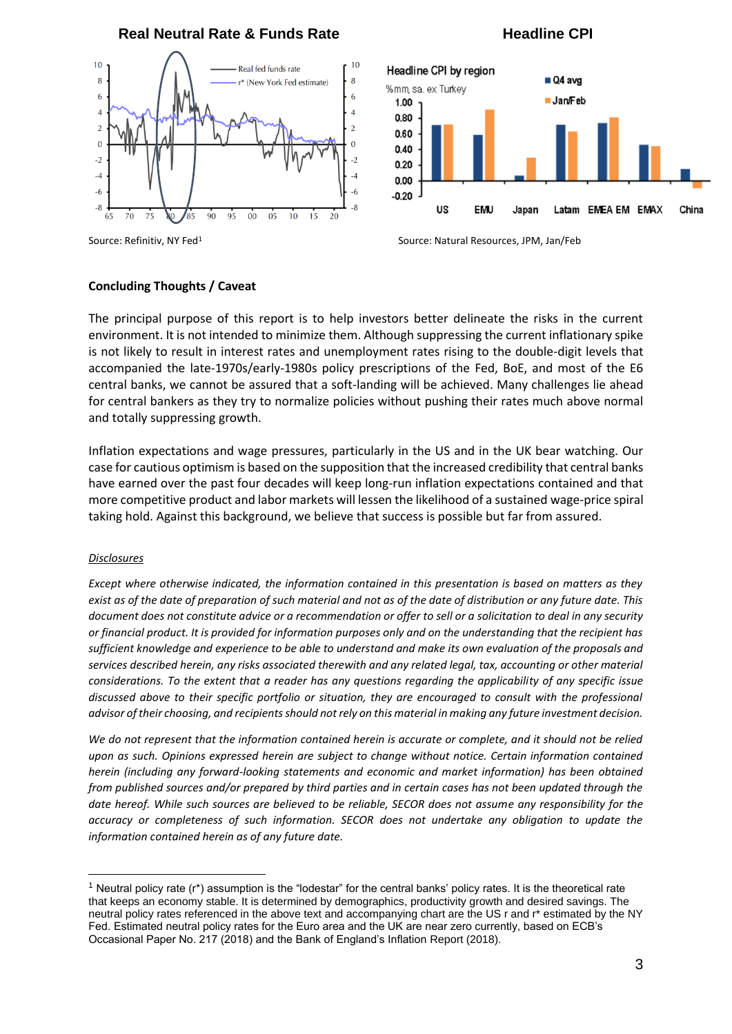**Real Neutral Rate & Funds Rate**

Source: Refinitiv, NY Fed[1]

**Headline CPI**

Source: Natural Resources, JPM, Jan/Feb

**Concluding Thoughts / Caveat**

The principal purpose of this report is to help investors better delineate the risks in the current environment. It is not intended to minimize them. Although suppressing the current inflationary spike is not likely to result in interest rates and unemployment rates rising to the double-digit levels that accompanied the late-1970s/early-1980s policy prescriptions of the Fed, BoE, and most of the E6 central banks, we cannot be assured that a soft-landing will be achieved. Many challenges lie ahead for central bankers as they try to normalize policies without pushing their rates much above normal and totally suppressing growth.

Inflation expectations and wage pressures, particularly in the US and in the UK bear watching. Our case for cautious optimism is based on the supposition that the increased credibility that central banks have earned over the past four decades will keep long-run inflation expectations contained and that more competitive product and labor markets will lessen the likelihood of a sustained wage-price spiral taking hold. Against this background, we believe that success is possible but far from assured.

*Disclosures*

*Except where otherwise indicated, the information contained in this presentation is based on matters as they exist as of the date of preparation of such material and not as of the date of distribution or any future date. This document does not constitute advice or a recommendation or offer to sell or a solicitation to deal in any security or financial product. It is provided for information purposes only and on the understanding that the recipient has sufficient knowledge and experience to be able to understand and make its own evaluation of the proposals and services described herein, any risks associated therewith and any related legal, tax, accounting or other material considerations. To the extent that a reader has any questions regarding the applicability of any specific issue discussed above to their specific portfolio or situation, they are encouraged to consult with the professional advisor of their choosing, and recipients should not rely on this material in making any future investment decision.*

*We do not represent that the information contained herein is accurate or complete, and it should not be relied upon as such. Opinions expressed herein are subject to change without notice. Certain information contained herein (including any forward-looking statements and economic and market information) has been obtained from published sources and/or prepared by third parties and in certain cases has not been updated through the date hereof. While such sources are believed to be reliable, SECOR does not assume any responsibility for the accuracy or completeness of such information. SECOR does not undertake any obligation to update the information contained herein as of any future date.*

---

[1] Neutral policy rate (r*) assumption is the "lodestar" for the central banks' policy rates. It is the theoretical rate that keeps an economy stable. It is determined by demographics, productivity growth and desired savings. The neutral policy rates referenced in the above text and accompanying chart are the US r and r* estimated by the NY Fed. Estimated neutral policy rates for the Euro area and the UK are near zero currently, based on ECB's Occasional Paper No. 217 (2018) and the Bank of England's Inflation Report (2018).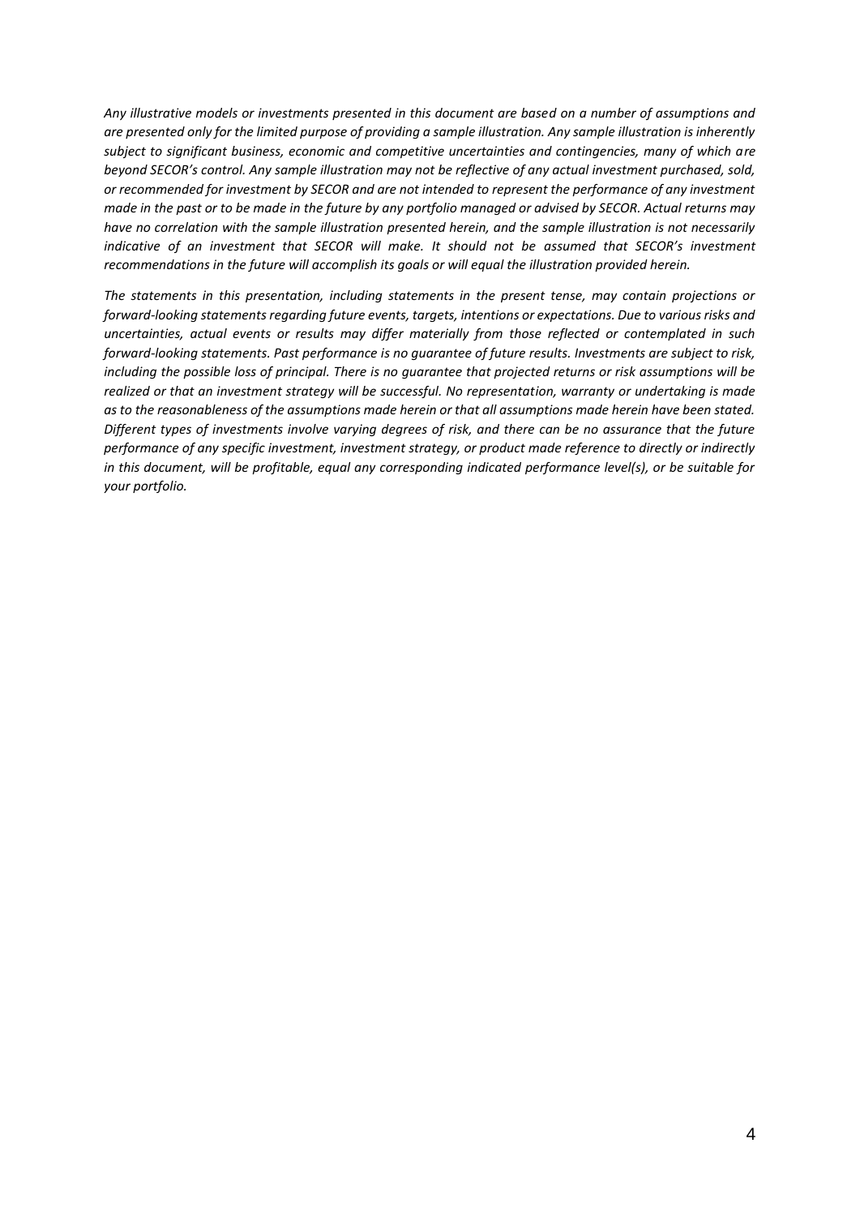*Any illustrative models or investments presented in this document are based on a number of assumptions and are presented only for the limited purpose of providing a sample illustration. Any sample illustration is inherently subject to significant business, economic and competitive uncertainties and contingencies, many of which are beyond SECOR's control. Any sample illustration may not be reflective of any actual investment purchased, sold, or recommended for investment by SECOR and are not intended to represent the performance of any investment made in the past or to be made in the future by any portfolio managed or advised by SECOR. Actual returns may have no correlation with the sample illustration presented herein, and the sample illustration is not necessarily indicative of an investment that SECOR will make. It should not be assumed that SECOR's investment recommendations in the future will accomplish its goals or will equal the illustration provided herein.*

*The statements in this presentation, including statements in the present tense, may contain projections or forward-looking statements regarding future events, targets, intentions or expectations. Due to various risks and uncertainties, actual events or results may differ materially from those reflected or contemplated in such forward-looking statements. Past performance is no guarantee of future results. Investments are subject to risk, including the possible loss of principal. There is no guarantee that projected returns or risk assumptions will be realized or that an investment strategy will be successful. No representation, warranty or undertaking is made as to the reasonableness of the assumptions made herein or that all assumptions made herein have been stated. Different types of investments involve varying degrees of risk, and there can be no assurance that the future performance of any specific investment, investment strategy, or product made reference to directly or indirectly in this document, will be profitable, equal any corresponding indicated performance level(s), or be suitable for your portfolio.*